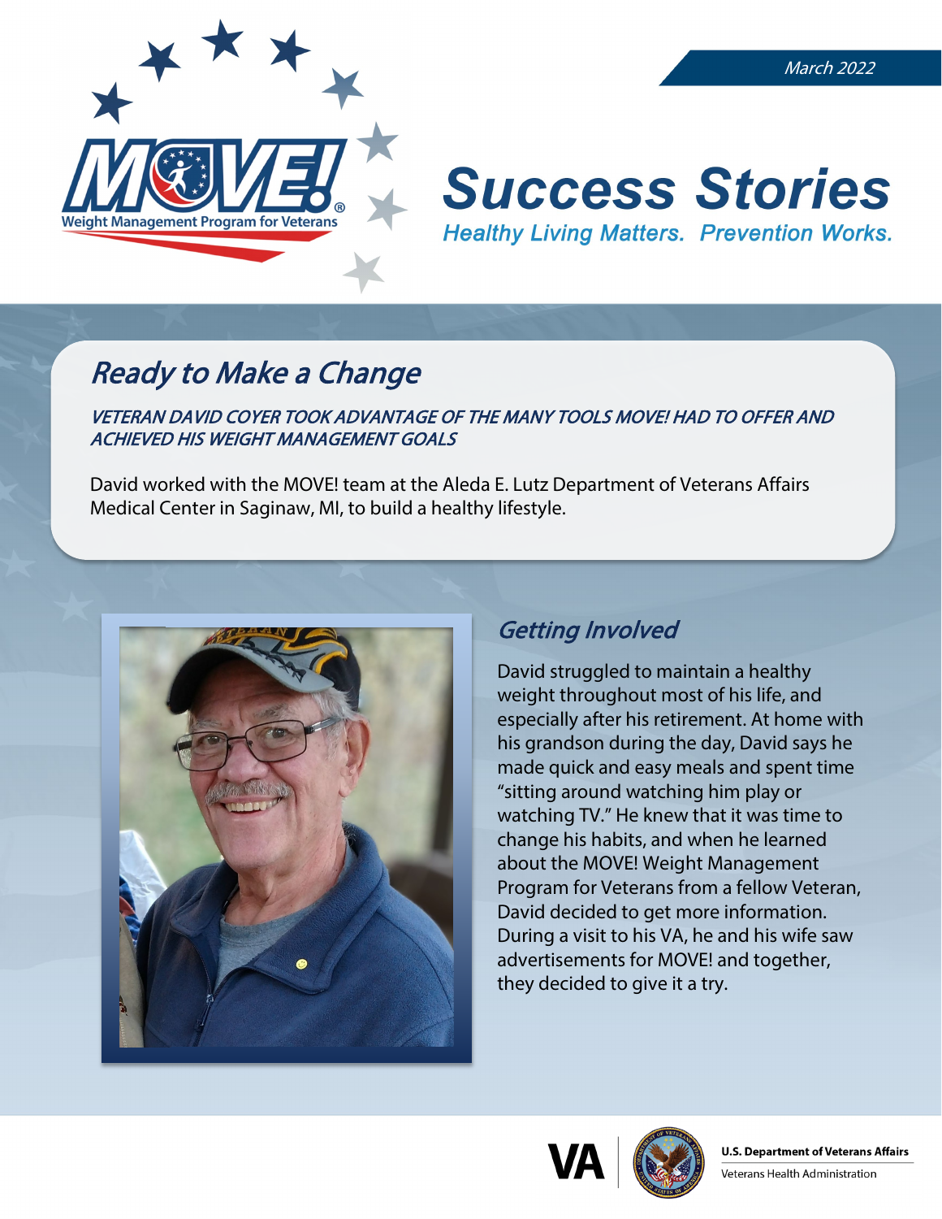March 2022

# Success Stories

*Healthy Living Matters. Prevention Works.*

## Ready to Make a Change

*VETERAN DAVID COYER TOOK ADVANTAGE OF THE MANY TOOLS MOVE! HAD TO OFFER AND ACHIEVED HIS WEIGHT MANAGEMENT GOALS*

David worked with the MOVE! team at the Aleda E. Lutz Department of Veterans Affairs Medical Center in Saginaw, MI, to build a healthy lifestyle.

### Getting Involved

David struggled to maintain a healthy weight throughout most of his life, and especially after his retirement. At home with his grandson during the day, David says he made quick and easy meals and spent time "sitting around watching him play or watching TV." He knew that it was time to change his habits, and when he learned about the MOVE! Weight Management Program for Veterans from a fellow Veteran, David decided to get more information. During a visit to his VA, he and his wife saw advertisements for MOVE! and together, they decided to give it a try.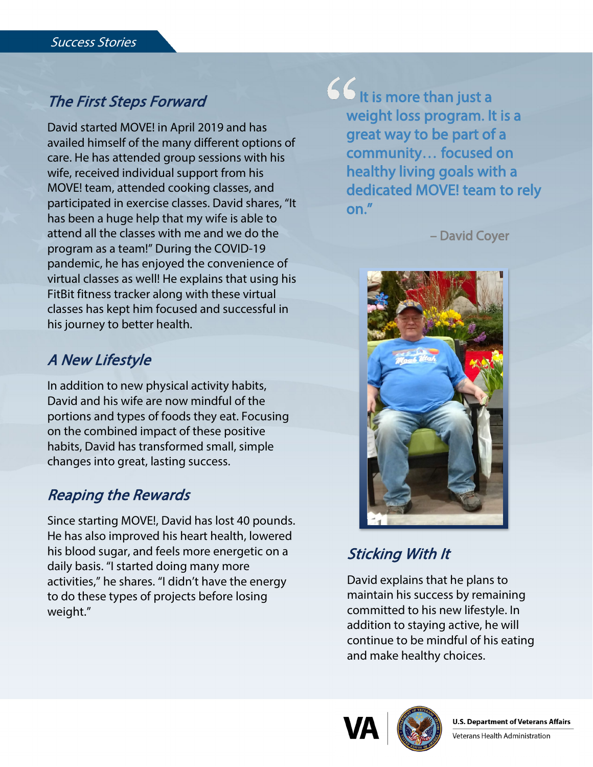*Success Stories*

## *The First Steps Forward*

David started MOVE! in April 2019 and has availed himself of the many different options of care. He has attended group sessions with his wife, received individual support from his MOVE! team, attended cooking classes, and participated in exercise classes. David shares, "It has been a huge help that my wife is able to attend all the classes with me and we do the program as a team!" During the COVID-19 pandemic, he has enjoyed the convenience of virtual classes as well! He explains that using his FitBit fitness tracker along with these virtual classes has kept him focused and successful in his journey to better health.

## *A New Lifestyle*

In addition to new physical activity habits, David and his wife are now mindful of the portions and types of foods they eat. Focusing on the combined impact of these positive habits, David has transformed small, simple changes into great, lasting success.

## *Reaping the Rewards*

Since starting MOVE!, David has lost 40 pounds. He has also improved his heart health, lowered his blood sugar, and feels more energetic on a daily basis. "I started doing many more activities," he shares. "I didn't have the energy to do these types of projects before losing weight."

> "It is more than just a weight loss program. It is a great way to be part of a community… focused on healthy living goals with a dedicated MOVE! team to rely on."
>
> – David Coyer

## *Sticking With It*

David explains that he plans to maintain his success by remaining committed to his new lifestyle. In addition to staying active, he will continue to be mindful of his eating and make healthy choices.

VA | U.S. Department of Veterans Affairs
Veterans Health Administration